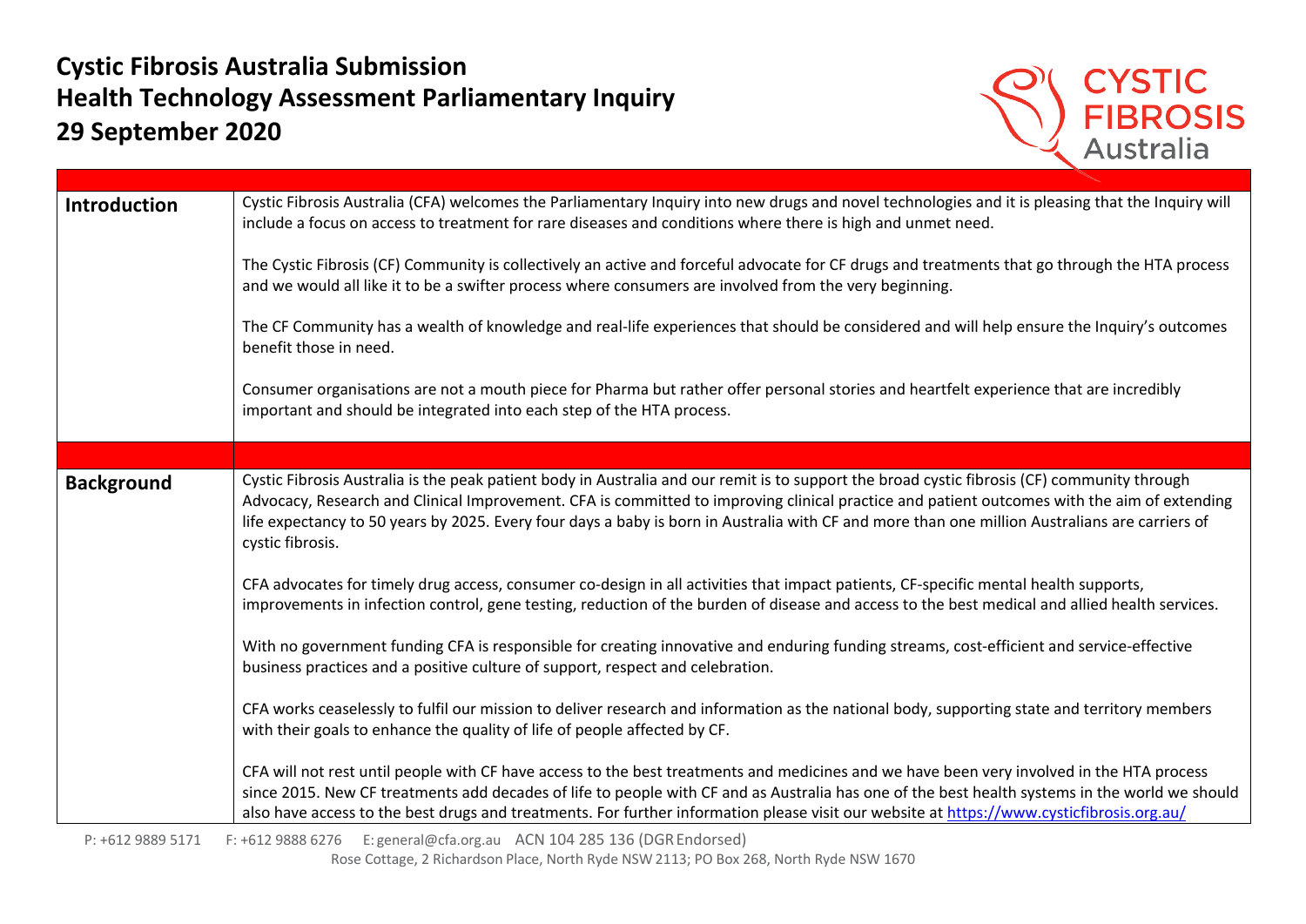# Cystic Fibrosis Australia Submission
# Health Technology Assessment Parliamentary Inquiry
# 29 September 2020

| | |
|---|---|
| **Introduction** | Cystic Fibrosis Australia (CFA) welcomes the Parliamentary Inquiry into new drugs and novel technologies and it is pleasing that the Inquiry will include a focus on access to treatment for rare diseases and conditions where there is high and unmet need.<br><br>The Cystic Fibrosis (CF) Community is collectively an active and forceful advocate for CF drugs and treatments that go through the HTA process and we would all like it to be a swifter process where consumers are involved from the very beginning.<br><br>The CF Community has a wealth of knowledge and real-life experiences that should be considered and will help ensure the Inquiry's outcomes benefit those in need.<br><br>Consumer organisations are not a mouth piece for Pharma but rather offer personal stories and heartfelt experience that are incredibly important and should be integrated into each step of the HTA process. |
| | |
| **Background** | Cystic Fibrosis Australia is the peak patient body in Australia and our remit is to support the broad cystic fibrosis (CF) community through Advocacy, Research and Clinical Improvement. CFA is committed to improving clinical practice and patient outcomes with the aim of extending life expectancy to 50 years by 2025. Every four days a baby is born in Australia with CF and more than one million Australians are carriers of cystic fibrosis.<br><br>CFA advocates for timely drug access, consumer co-design in all activities that impact patients, CF-specific mental health supports, improvements in infection control, gene testing, reduction of the burden of disease and access to the best medical and allied health services.<br><br>With no government funding CFA is responsible for creating innovative and enduring funding streams, cost-efficient and service-effective business practices and a positive culture of support, respect and celebration.<br><br>CFA works ceaselessly to fulfil our mission to deliver research and information as the national body, supporting state and territory members with their goals to enhance the quality of life of people affected by CF.<br><br>CFA will not rest until people with CF have access to the best treatments and medicines and we have been very involved in the HTA process since 2015. New CF treatments add decades of life to people with CF and as Australia has one of the best health systems in the world we should also have access to the best drugs and treatments. For further information please visit our website at [https://www.cysticfibrosis.org.au/](https://www.cysticfibrosis.org.au/) |

P: +612 9889 5171 F: +612 9888 6276 E: general@cfa.org.au ACN 104 285 136 (DGR Endorsed)
Rose Cottage, 2 Richardson Place, North Ryde NSW 2113; PO Box 268, North Ryde NSW 1670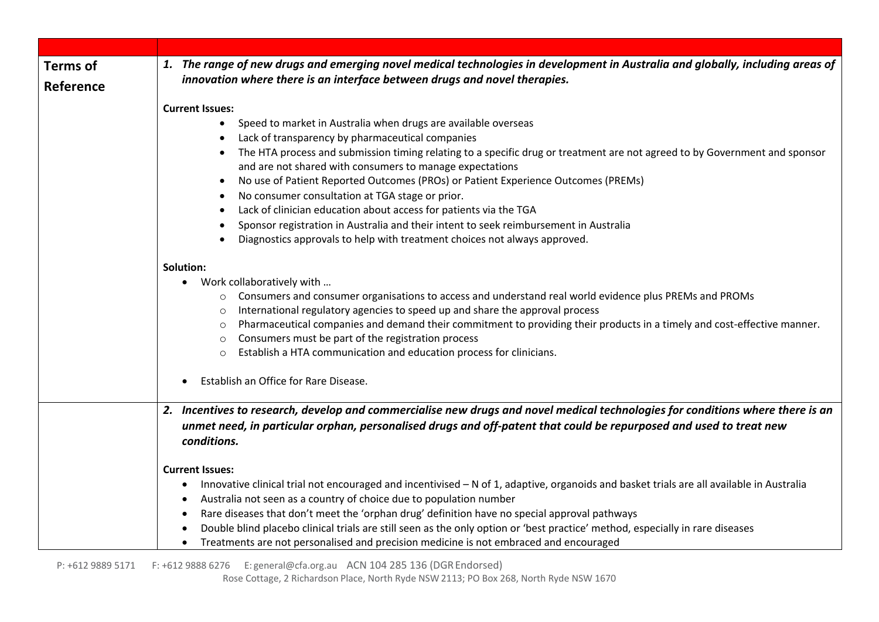| | |
|---|---|
| **Terms of Reference** | ***1. The range of new drugs and emerging novel medical technologies in development in Australia and globally, including areas of innovation where there is an interface between drugs and novel therapies.***<br><br>**Current Issues:**<br>• Speed to market in Australia when drugs are available overseas<br>• Lack of transparency by pharmaceutical companies<br>• The HTA process and submission timing relating to a specific drug or treatment are not agreed to by Government and sponsor and are not shared with consumers to manage expectations<br>• No use of Patient Reported Outcomes (PROs) or Patient Experience Outcomes (PREMs)<br>• No consumer consultation at TGA stage or prior.<br>• Lack of clinician education about access for patients via the TGA<br>• Sponsor registration in Australia and their intent to seek reimbursement in Australia<br>• Diagnostics approvals to help with treatment choices not always approved.<br><br>**Solution:**<br>• Work collaboratively with …<br>&nbsp;&nbsp;&nbsp;&nbsp;○ Consumers and consumer organisations to access and understand real world evidence plus PREMs and PROMs<br>&nbsp;&nbsp;&nbsp;&nbsp;○ International regulatory agencies to speed up and share the approval process<br>&nbsp;&nbsp;&nbsp;&nbsp;○ Pharmaceutical companies and demand their commitment to providing their products in a timely and cost-effective manner.<br>&nbsp;&nbsp;&nbsp;&nbsp;○ Consumers must be part of the registration process<br>&nbsp;&nbsp;&nbsp;&nbsp;○ Establish a HTA communication and education process for clinicians.<br><br>• Establish an Office for Rare Disease. |
| | ***2. Incentives to research, develop and commercialise new drugs and novel medical technologies for conditions where there is an unmet need, in particular orphan, personalised drugs and off-patent that could be repurposed and used to treat new conditions.***<br><br>**Current Issues:**<br>• Innovative clinical trial not encouraged and incentivised – N of 1, adaptive, organoids and basket trials are all available in Australia<br>• Australia not seen as a country of choice due to population number<br>• Rare diseases that don't meet the 'orphan drug' definition have no special approval pathways<br>• Double blind placebo clinical trials are still seen as the only option or 'best practice' method, especially in rare diseases<br>• Treatments are not personalised and precision medicine is not embraced and encouraged |

P: +612 9889 5171 F: +612 9888 6276 E: general@cfa.org.au ACN 104 285 136 (DGR Endorsed)
Rose Cottage, 2 Richardson Place, North Ryde NSW 2113; PO Box 268, North Ryde NSW 1670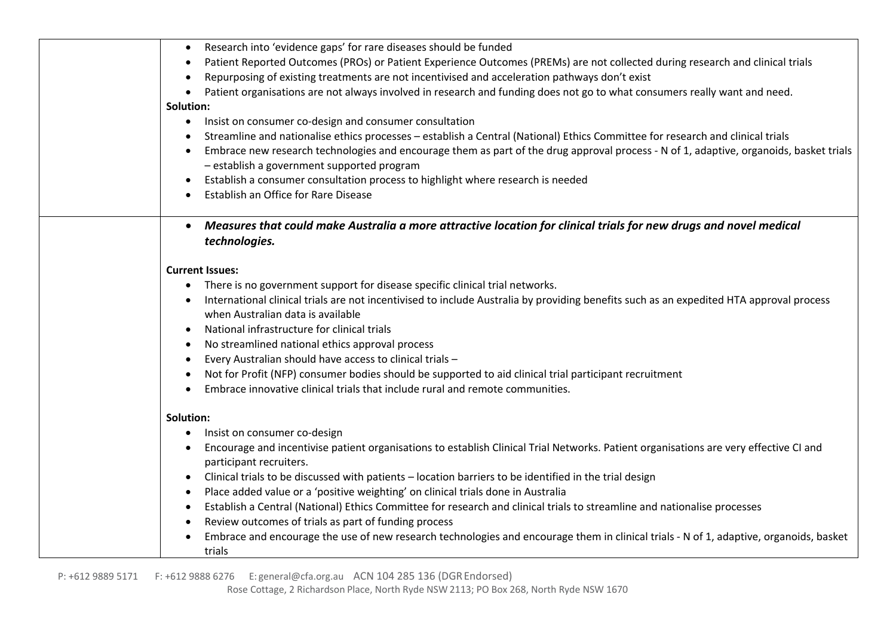| | |
|---|---|
| | • Research into 'evidence gaps' for rare diseases should be funded<br>• Patient Reported Outcomes (PROs) or Patient Experience Outcomes (PREMs) are not collected during research and clinical trials<br>• Repurposing of existing treatments are not incentivised and acceleration pathways don't exist<br>• Patient organisations are not always involved in research and funding does not go to what consumers really want and need.<br>**Solution:**<br>• Insist on consumer co-design and consumer consultation<br>• Streamline and nationalise ethics processes – establish a Central (National) Ethics Committee for research and clinical trials<br>• Embrace new research technologies and encourage them as part of the drug approval process - N of 1, adaptive, organoids, basket trials – establish a government supported program<br>• Establish a consumer consultation process to highlight where research is needed<br>• Establish an Office for Rare Disease |
| | • ***Measures that could make Australia a more attractive location for clinical trials for new drugs and novel medical technologies.***<br><br>**Current Issues:**<br>• There is no government support for disease specific clinical trial networks.<br>• International clinical trials are not incentivised to include Australia by providing benefits such as an expedited HTA approval process when Australian data is available<br>• National infrastructure for clinical trials<br>• No streamlined national ethics approval process<br>• Every Australian should have access to clinical trials –<br>• Not for Profit (NFP) consumer bodies should be supported to aid clinical trial participant recruitment<br>• Embrace innovative clinical trials that include rural and remote communities.<br><br>**Solution:**<br>• Insist on consumer co-design<br>• Encourage and incentivise patient organisations to establish Clinical Trial Networks. Patient organisations are very effective CI and participant recruiters.<br>• Clinical trials to be discussed with patients – location barriers to be identified in the trial design<br>• Place added value or a 'positive weighting' on clinical trials done in Australia<br>• Establish a Central (National) Ethics Committee for research and clinical trials to streamline and nationalise processes<br>• Review outcomes of trials as part of funding process<br>• Embrace and encourage the use of new research technologies and encourage them in clinical trials - N of 1, adaptive, organoids, basket trials |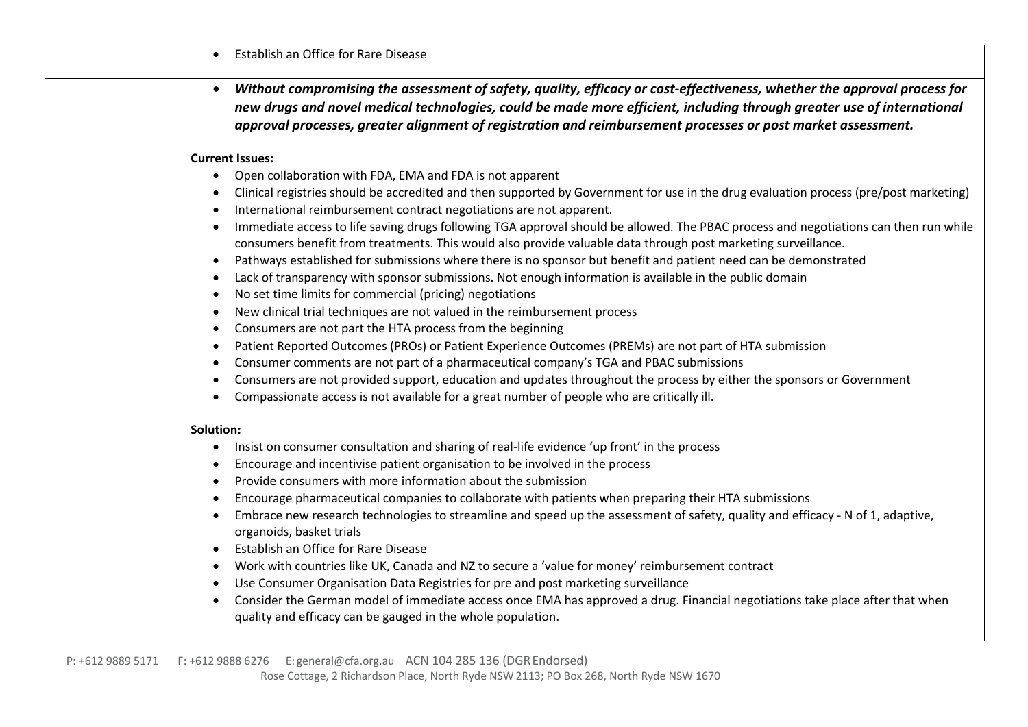| | |
|---|---|
| | • Establish an Office for Rare Disease |
| | • ***Without compromising the assessment of safety, quality, efficacy or cost-effectiveness, whether the approval process for new drugs and novel medical technologies, could be made more efficient, including through greater use of international approval processes, greater alignment of registration and reimbursement processes or post market assessment.***<br><br>**Current Issues:**<br>• Open collaboration with FDA, EMA and FDA is not apparent<br>• Clinical registries should be accredited and then supported by Government for use in the drug evaluation process (pre/post marketing)<br>• International reimbursement contract negotiations are not apparent.<br>• Immediate access to life saving drugs following TGA approval should be allowed. The PBAC process and negotiations can then run while consumers benefit from treatments. This would also provide valuable data through post marketing surveillance.<br>• Pathways established for submissions where there is no sponsor but benefit and patient need can be demonstrated<br>• Lack of transparency with sponsor submissions. Not enough information is available in the public domain<br>• No set time limits for commercial (pricing) negotiations<br>• New clinical trial techniques are not valued in the reimbursement process<br>• Consumers are not part the HTA process from the beginning<br>• Patient Reported Outcomes (PROs) or Patient Experience Outcomes (PREMs) are not part of HTA submission<br>• Consumer comments are not part of a pharmaceutical company's TGA and PBAC submissions<br>• Consumers are not provided support, education and updates throughout the process by either the sponsors or Government<br>• Compassionate access is not available for a great number of people who are critically ill.<br><br>**Solution:**<br>• Insist on consumer consultation and sharing of real-life evidence 'up front' in the process<br>• Encourage and incentivise patient organisation to be involved in the process<br>• Provide consumers with more information about the submission<br>• Encourage pharmaceutical companies to collaborate with patients when preparing their HTA submissions<br>• Embrace new research technologies to streamline and speed up the assessment of safety, quality and efficacy - N of 1, adaptive, organoids, basket trials<br>• Establish an Office for Rare Disease<br>• Work with countries like UK, Canada and NZ to secure a 'value for money' reimbursement contract<br>• Use Consumer Organisation Data Registries for pre and post marketing surveillance<br>• Consider the German model of immediate access once EMA has approved a drug. Financial negotiations take place after that when quality and efficacy can be gauged in the whole population. |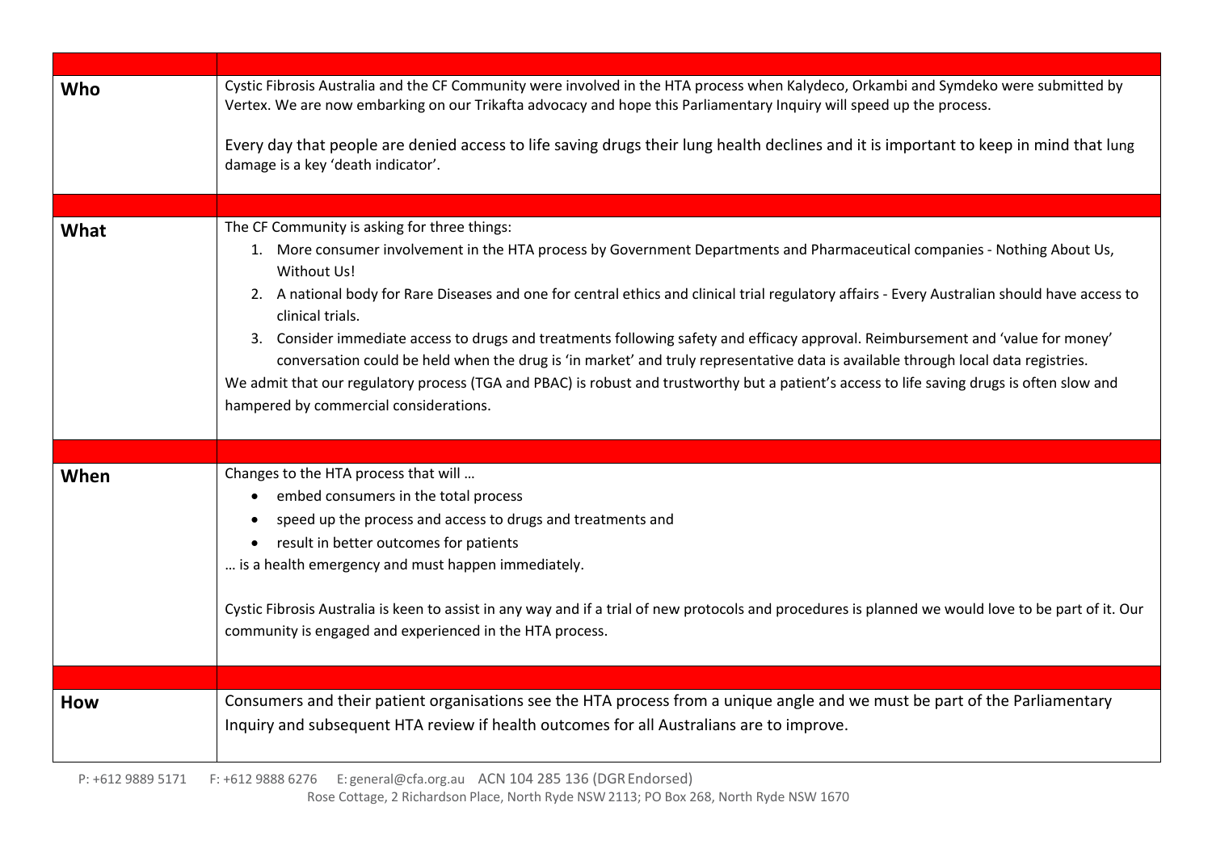| | |
|---|---|
| **Who** | Cystic Fibrosis Australia and the CF Community were involved in the HTA process when Kalydeco, Orkambi and Symdeko were submitted by Vertex. We are now embarking on our Trikafta advocacy and hope this Parliamentary Inquiry will speed up the process.<br><br>Every day that people are denied access to life saving drugs their lung health declines and it is important to keep in mind that lung damage is a key 'death indicator'. |
| | |
| **What** | The CF Community is asking for three things:<br>1. More consumer involvement in the HTA process by Government Departments and Pharmaceutical companies - Nothing About Us, Without Us!<br>2. A national body for Rare Diseases and one for central ethics and clinical trial regulatory affairs - Every Australian should have access to clinical trials.<br>3. Consider immediate access to drugs and treatments following safety and efficacy approval. Reimbursement and 'value for money' conversation could be held when the drug is 'in market' and truly representative data is available through local data registries.<br><br>We admit that our regulatory process (TGA and PBAC) is robust and trustworthy but a patient's access to life saving drugs is often slow and hampered by commercial considerations. |
| | |
| **When** | Changes to the HTA process that will …<br>• embed consumers in the total process<br>• speed up the process and access to drugs and treatments and<br>• result in better outcomes for patients<br><br>… is a health emergency and must happen immediately.<br><br>Cystic Fibrosis Australia is keen to assist in any way and if a trial of new protocols and procedures is planned we would love to be part of it. Our community is engaged and experienced in the HTA process. |
| | |
| **How** | Consumers and their patient organisations see the HTA process from a unique angle and we must be part of the Parliamentary Inquiry and subsequent HTA review if health outcomes for all Australians are to improve. |

P: +612 9889 5171 F: +612 9888 6276 E: general@cfa.org.au ACN 104 285 136 (DGR Endorsed)
Rose Cottage, 2 Richardson Place, North Ryde NSW 2113; PO Box 268, North Ryde NSW 1670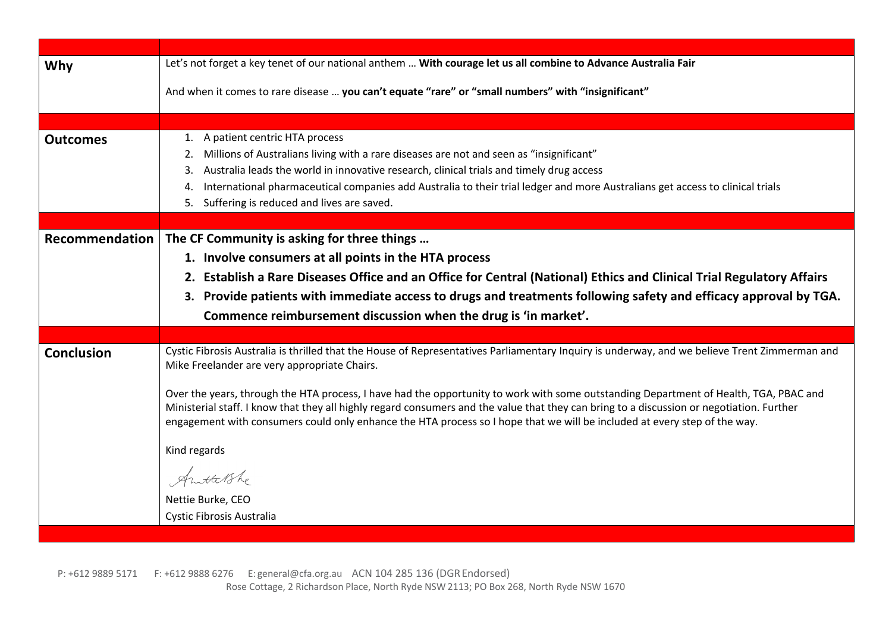| | |
|---|---|
| **Why** | Let's not forget a key tenet of our national anthem … **With courage let us all combine to Advance Australia Fair**<br><br>And when it comes to rare disease … **you can't equate "rare" or "small numbers" with "insignificant"** |
| | |
| **Outcomes** | 1. A patient centric HTA process<br>2. Millions of Australians living with a rare diseases are not and seen as "insignificant"<br>3. Australia leads the world in innovative research, clinical trials and timely drug access<br>4. International pharmaceutical companies add Australia to their trial ledger and more Australians get access to clinical trials<br>5. Suffering is reduced and lives are saved. |
| | |
| **Recommendation** | **The CF Community is asking for three things …**<br>**1. Involve consumers at all points in the HTA process**<br>**2. Establish a Rare Diseases Office and an Office for Central (National) Ethics and Clinical Trial Regulatory Affairs**<br>**3. Provide patients with immediate access to drugs and treatments following safety and efficacy approval by TGA. Commence reimbursement discussion when the drug is 'in market'.** |
| | |
| **Conclusion** | Cystic Fibrosis Australia is thrilled that the House of Representatives Parliamentary Inquiry is underway, and we believe Trent Zimmerman and Mike Freelander are very appropriate Chairs.<br><br>Over the years, through the HTA process, I have had the opportunity to work with some outstanding Department of Health, TGA, PBAC and Ministerial staff. I know that they all highly regard consumers and the value that they can bring to a discussion or negotiation. Further engagement with consumers could only enhance the HTA process so I hope that we will be included at every step of the way.<br><br>Kind regards<br><br>Nettie Burke, CEO<br>Cystic Fibrosis Australia |
| | |

P: +612 9889 5171 F: +612 9888 6276 E: general@cfa.org.au ACN 104 285 136 (DGR Endorsed)
Rose Cottage, 2 Richardson Place, North Ryde NSW 2113; PO Box 268, North Ryde NSW 1670